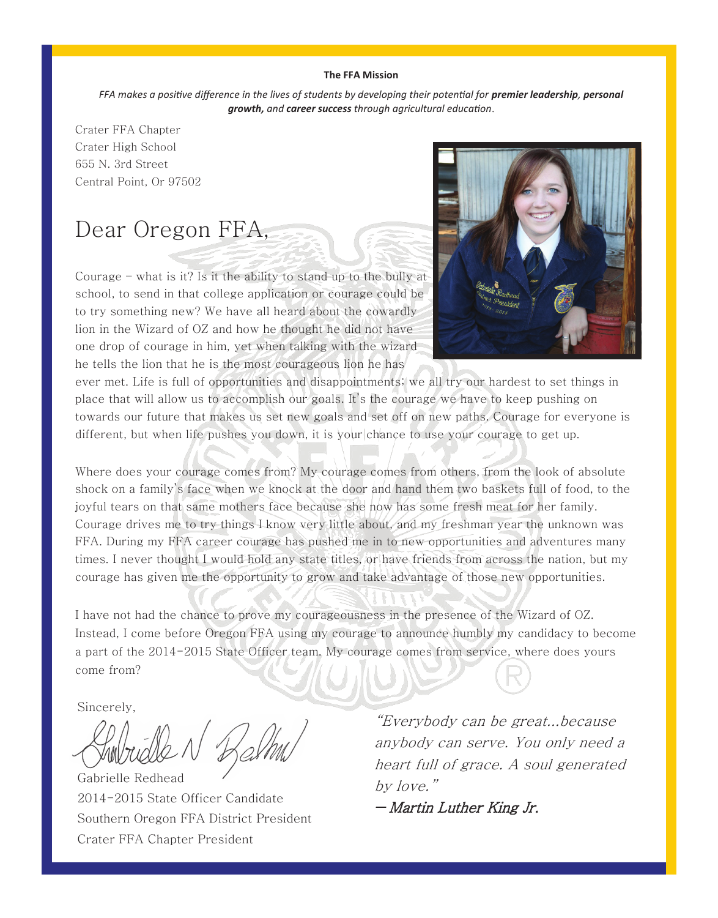**The FFA Mission**

*FFA makes a positive difference in the lives of students by developing their potential for **premier leadership**, **personal growth,** and **career success** through agricultural education.*

Crater FFA Chapter
Crater High School
655 N. 3rd Street
Central Point, Or 97502

# Dear Oregon FFA,

Courage – what is it? Is it the ability to stand up to the bully at school, to send in that college application or courage could be to try something new? We have all heard about the cowardly lion in the Wizard of OZ and how he thought he did not have one drop of courage in him, yet when talking with the wizard he tells the lion that he is the most courageous lion he has ever met. Life is full of opportunities and disappointments; we all try our hardest to set things in place that will allow us to accomplish our goals. It's the courage we have to keep pushing on towards our future that makes us set new goals and set off on new paths. Courage for everyone is different, but when life pushes you down, it is your chance to use your courage to get up.

Where does your courage comes from? My courage comes from others, from the look of absolute shock on a family's face when we knock at the door and hand them two baskets full of food, to the joyful tears on that same mothers face because she now has some fresh meat for her family. Courage drives me to try things I know very little about, and my freshman year the unknown was FFA. During my FFA career courage has pushed me in to new opportunities and adventures many times. I never thought I would hold any state titles, or have friends from across the nation, but my courage has given me the opportunity to grow and take advantage of those new opportunities.

I have not had the chance to prove my courageousness in the presence of the Wizard of OZ. Instead, I come before Oregon FFA using my courage to announce humbly my candidacy to become a part of the 2014-2015 State Officer team. My courage comes from service, where does yours come from?

Sincerely,

Gabrielle Redhead
2014-2015 State Officer Candidate
Southern Oregon FFA District President
Crater FFA Chapter President

*"Everybody can be great...because anybody can serve. You only need a heart full of grace. A soul generated by love."*

*– Martin Luther King Jr.*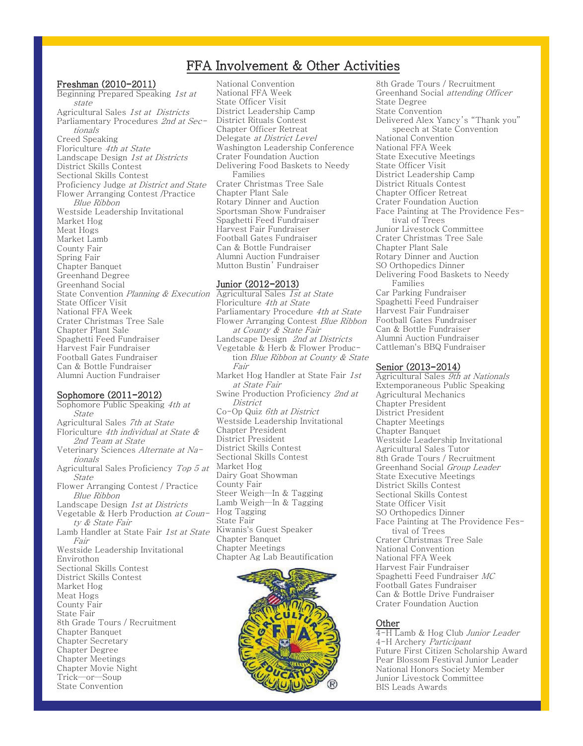# FFA Involvement & Other Activities

## Freshman (2010-2011)

Beginning Prepared Speaking *1st at state*
Agricultural Sales *1st at Districts*
Parliamentary Procedures *2nd at Sectionals*
Creed Speaking
Floriculture *4th at State*
Landscape Design *1st at Districts*
District Skills Contest
Sectional Skills Contest
Proficiency Judge *at District and State*
Flower Arranging Contest /Practice *Blue Ribbon*
Westside Leadership Invitational
Market Hog
Meat Hogs
Market Lamb
County Fair
Spring Fair
Chapter Banquet
Greenhand Degree
Greenhand Social
State Convention *Planning & Execution*
State Officer Visit
National FFA Week
Crater Christmas Tree Sale
Chapter Plant Sale
Spaghetti Feed Fundraiser
Harvest Fair Fundraiser
Football Gates Fundraiser
Can & Bottle Fundraiser
Alumni Auction Fundraiser

## Sophomore (2011-2012)

Sophomore Public Speaking *4th at State*
Agricultural Sales *7th at State*
Floriculture *4th individual at State & 2nd Team at State*
Veterinary Sciences *Alternate at Nationals*
Agricultural Sales Proficiency *Top 5 at State*
Flower Arranging Contest / Practice *Blue Ribbon*
Landscape Design *1st at Districts*
Vegetable & Herb Production *at County & State Fair*
Lamb Handler at State Fair *1st at State Fair*
Westside Leadership Invitational
Envirothon
Sectional Skills Contest
District Skills Contest
Market Hog
Meat Hogs
County Fair
State Fair
8th Grade Tours / Recruitment
Chapter Banquet
Chapter Secretary
Chapter Degree
Chapter Meetings
Chapter Movie Night
Trick—or—Soup
State Convention
National Convention
National FFA Week
State Officer Visit
District Leadership Camp
District Rituals Contest
Chapter Officer Retreat
Delegate *at District Level*
Washington Leadership Conference
Crater Foundation Auction
Delivering Food Baskets to Needy Families
Crater Christmas Tree Sale
Chapter Plant Sale
Rotary Dinner and Auction
Sportsman Show Fundraiser
Spaghetti Feed Fundraiser
Harvest Fair Fundraiser
Football Gates Fundraiser
Can & Bottle Fundraiser
Alumni Auction Fundraiser
Mutton Bustin' Fundraiser

## Junior (2012-2013)

Agricultural Sales *1st at State*
Floriculture *4th at State*
Parliamentary Procedure *4th at State*
Flower Arranging Contest *Blue Ribbon at County & State Fair*
Landscape Design *2nd at Districts*
Vegetable & Herb & Flower Production *Blue Ribbon at County & State Fair*
Market Hog Handler at State Fair *1st at State Fair*
Swine Production Proficiency *2nd at District*
Co-Op Quiz *6th at District*
Westside Leadership Invitational
Chapter President
District President
District Skills Contest
Sectional Skills Contest
Market Hog
Dairy Goat Showman
County Fair
Steer Weigh—In & Tagging
Lamb Weigh—In & Tagging
Hog Tagging
State Fair
Kiwanis's Guest Speaker
Chapter Banquet
Chapter Meetings
Chapter Ag Lab Beautification
8th Grade Tours / Recruitment
Greenhand Social *attending Officer*
State Degree
State Convention
Delivered Alex Yancy's "Thank you" speech at State Convention
National Convention
National FFA Week
State Executive Meetings
State Officer Visit
District Leadership Camp
District Rituals Contest
Chapter Officer Retreat
Crater Foundation Auction
Face Painting at The Providence Festival of Trees
Junior Livestock Committee
Crater Christmas Tree Sale
Chapter Plant Sale
Rotary Dinner and Auction
SO Orthopedics Dinner
Delivering Food Baskets to Needy Families
Car Parking Fundraiser
Spaghetti Feed Fundraiser
Harvest Fair Fundraiser
Football Gates Fundraiser
Can & Bottle Fundraiser
Alumni Auction Fundraiser
Cattleman's BBQ Fundraiser

## Senior (2013-2014)

Agricultural Sales *9th at Nationals*
Extemporaneous Public Speaking
Agricultural Mechanics
Chapter President
District President
Chapter Meetings
Chapter Banquet
Westside Leadership Invitational
Agricultural Sales Tutor
8th Grade Tours / Recruitment
Greenhand Social *Group Leader*
State Executive Meetings
District Skills Contest
Sectional Skills Contest
State Officer Visit
SO Orthopedics Dinner
Face Painting at The Providence Festival of Trees
Crater Christmas Tree Sale
National Convention
National FFA Week
Harvest Fair Fundraiser
Spaghetti Feed Fundraiser *MC*
Football Gates Fundraiser
Can & Bottle Drive Fundraiser
Crater Foundation Auction

## Other

4-H Lamb & Hog Club *Junior Leader*
4-H Archery *Participant*
Future First Citizen Scholarship Award
Pear Blossom Festival Junior Leader
National Honors Society Member
Junior Livestock Committee
BIS Leads Awards